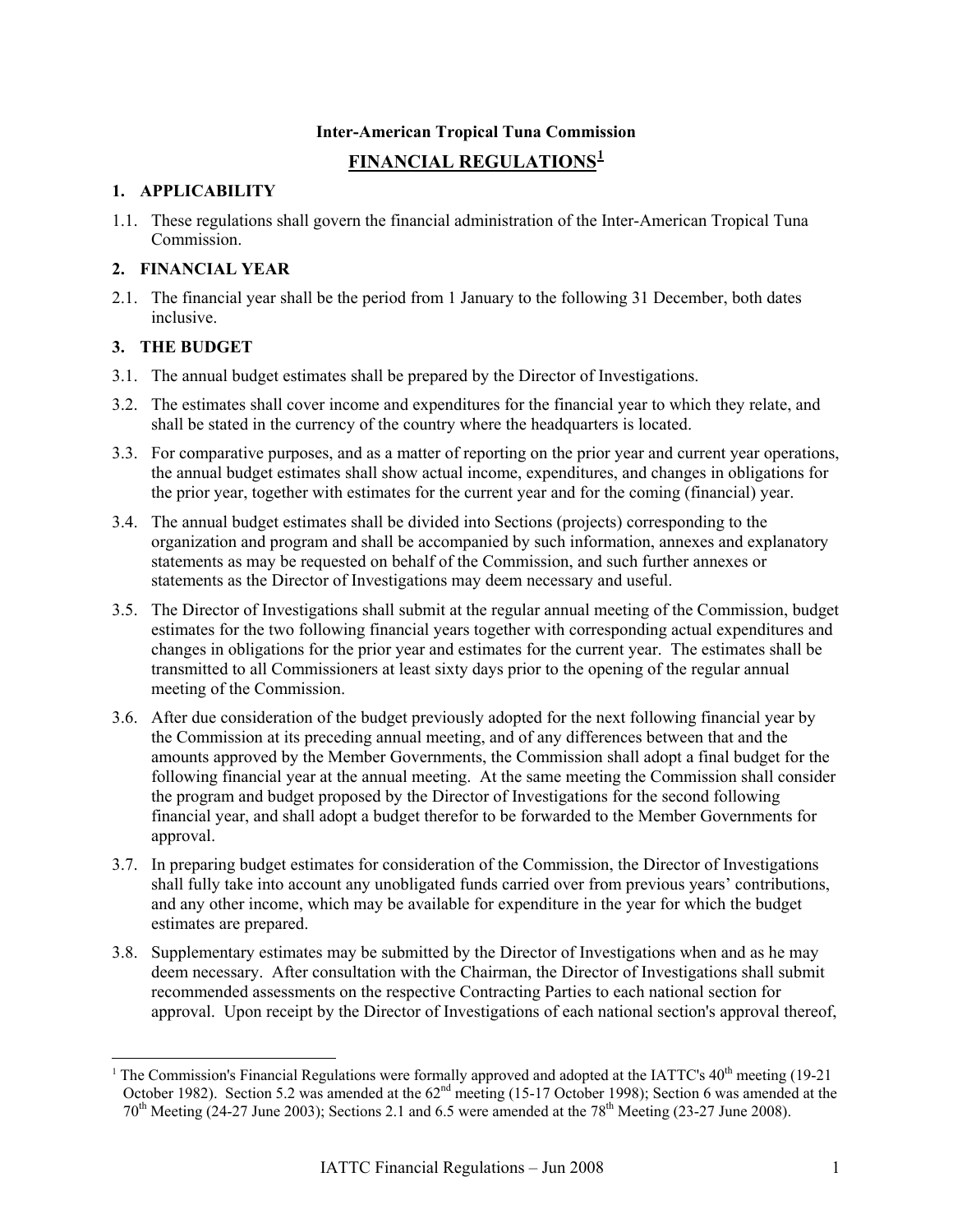**Inter-American Tropical Tuna Commission**

# FINANCIAL REGULATIONS[1]

## 1. APPLICABILITY

1.1. These regulations shall govern the financial administration of the Inter-American Tropical Tuna Commission.

## 2. FINANCIAL YEAR

2.1. The financial year shall be the period from 1 January to the following 31 December, both dates inclusive.

## 3. THE BUDGET

3.1. The annual budget estimates shall be prepared by the Director of Investigations.

3.2. The estimates shall cover income and expenditures for the financial year to which they relate, and shall be stated in the currency of the country where the headquarters is located.

3.3. For comparative purposes, and as a matter of reporting on the prior year and current year operations, the annual budget estimates shall show actual income, expenditures, and changes in obligations for the prior year, together with estimates for the current year and for the coming (financial) year.

3.4. The annual budget estimates shall be divided into Sections (projects) corresponding to the organization and program and shall be accompanied by such information, annexes and explanatory statements as may be requested on behalf of the Commission, and such further annexes or statements as the Director of Investigations may deem necessary and useful.

3.5. The Director of Investigations shall submit at the regular annual meeting of the Commission, budget estimates for the two following financial years together with corresponding actual expenditures and changes in obligations for the prior year and estimates for the current year. The estimates shall be transmitted to all Commissioners at least sixty days prior to the opening of the regular annual meeting of the Commission.

3.6. After due consideration of the budget previously adopted for the next following financial year by the Commission at its preceding annual meeting, and of any differences between that and the amounts approved by the Member Governments, the Commission shall adopt a final budget for the following financial year at the annual meeting. At the same meeting the Commission shall consider the program and budget proposed by the Director of Investigations for the second following financial year, and shall adopt a budget therefor to be forwarded to the Member Governments for approval.

3.7. In preparing budget estimates for consideration of the Commission, the Director of Investigations shall fully take into account any unobligated funds carried over from previous years' contributions, and any other income, which may be available for expenditure in the year for which the budget estimates are prepared.

3.8. Supplementary estimates may be submitted by the Director of Investigations when and as he may deem necessary. After consultation with the Chairman, the Director of Investigations shall submit recommended assessments on the respective Contracting Parties to each national section for approval. Upon receipt by the Director of Investigations of each national section's approval thereof,

---

[1] The Commission's Financial Regulations were formally approved and adopted at the IATTC's 40th meeting (19-21 October 1982). Section 5.2 was amended at the 62nd meeting (15-17 October 1998); Section 6 was amended at the 70th Meeting (24-27 June 2003); Sections 2.1 and 6.5 were amended at the 78th Meeting (23-27 June 2008).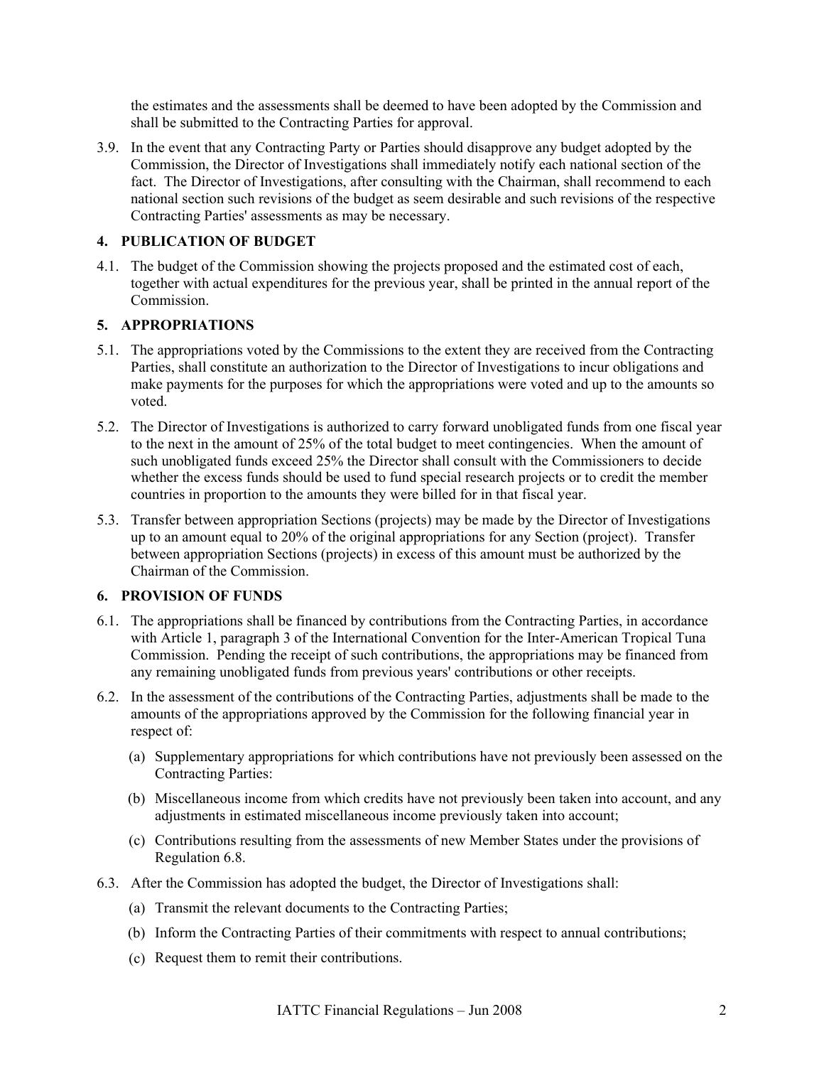the estimates and the assessments shall be deemed to have been adopted by the Commission and shall be submitted to the Contracting Parties for approval.

3.9. In the event that any Contracting Party or Parties should disapprove any budget adopted by the Commission, the Director of Investigations shall immediately notify each national section of the fact. The Director of Investigations, after consulting with the Chairman, shall recommend to each national section such revisions of the budget as seem desirable and such revisions of the respective Contracting Parties' assessments as may be necessary.

## 4. PUBLICATION OF BUDGET

4.1. The budget of the Commission showing the projects proposed and the estimated cost of each, together with actual expenditures for the previous year, shall be printed in the annual report of the Commission.

## 5. APPROPRIATIONS

5.1. The appropriations voted by the Commissions to the extent they are received from the Contracting Parties, shall constitute an authorization to the Director of Investigations to incur obligations and make payments for the purposes for which the appropriations were voted and up to the amounts so voted.

5.2. The Director of Investigations is authorized to carry forward unobligated funds from one fiscal year to the next in the amount of 25% of the total budget to meet contingencies. When the amount of such unobligated funds exceed 25% the Director shall consult with the Commissioners to decide whether the excess funds should be used to fund special research projects or to credit the member countries in proportion to the amounts they were billed for in that fiscal year.

5.3. Transfer between appropriation Sections (projects) may be made by the Director of Investigations up to an amount equal to 20% of the original appropriations for any Section (project). Transfer between appropriation Sections (projects) in excess of this amount must be authorized by the Chairman of the Commission.

## 6. PROVISION OF FUNDS

6.1. The appropriations shall be financed by contributions from the Contracting Parties, in accordance with Article 1, paragraph 3 of the International Convention for the Inter-American Tropical Tuna Commission. Pending the receipt of such contributions, the appropriations may be financed from any remaining unobligated funds from previous years' contributions or other receipts.

6.2. In the assessment of the contributions of the Contracting Parties, adjustments shall be made to the amounts of the appropriations approved by the Commission for the following financial year in respect of:

- (a) Supplementary appropriations for which contributions have not previously been assessed on the Contracting Parties:
- (b) Miscellaneous income from which credits have not previously been taken into account, and any adjustments in estimated miscellaneous income previously taken into account;
- (c) Contributions resulting from the assessments of new Member States under the provisions of Regulation 6.8.

6.3. After the Commission has adopted the budget, the Director of Investigations shall:

- (a) Transmit the relevant documents to the Contracting Parties;
- (b) Inform the Contracting Parties of their commitments with respect to annual contributions;
- (c) Request them to remit their contributions.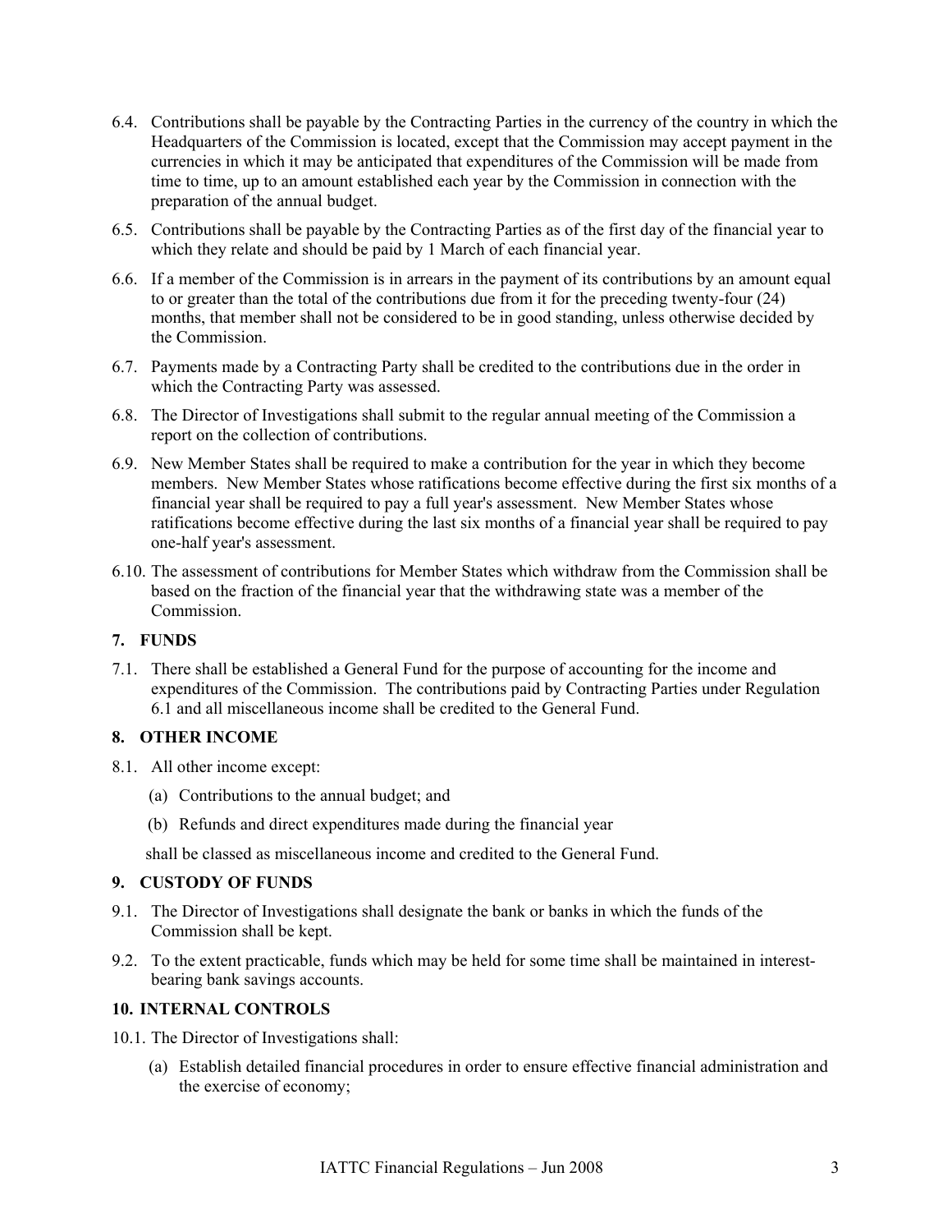6.4. Contributions shall be payable by the Contracting Parties in the currency of the country in which the Headquarters of the Commission is located, except that the Commission may accept payment in the currencies in which it may be anticipated that expenditures of the Commission will be made from time to time, up to an amount established each year by the Commission in connection with the preparation of the annual budget.

6.5. Contributions shall be payable by the Contracting Parties as of the first day of the financial year to which they relate and should be paid by 1 March of each financial year.

6.6. If a member of the Commission is in arrears in the payment of its contributions by an amount equal to or greater than the total of the contributions due from it for the preceding twenty-four (24) months, that member shall not be considered to be in good standing, unless otherwise decided by the Commission.

6.7. Payments made by a Contracting Party shall be credited to the contributions due in the order in which the Contracting Party was assessed.

6.8. The Director of Investigations shall submit to the regular annual meeting of the Commission a report on the collection of contributions.

6.9. New Member States shall be required to make a contribution for the year in which they become members. New Member States whose ratifications become effective during the first six months of a financial year shall be required to pay a full year's assessment. New Member States whose ratifications become effective during the last six months of a financial year shall be required to pay one-half year's assessment.

6.10. The assessment of contributions for Member States which withdraw from the Commission shall be based on the fraction of the financial year that the withdrawing state was a member of the Commission.

## 7. FUNDS

7.1. There shall be established a General Fund for the purpose of accounting for the income and expenditures of the Commission. The contributions paid by Contracting Parties under Regulation 6.1 and all miscellaneous income shall be credited to the General Fund.

## 8. OTHER INCOME

8.1. All other income except:

(a) Contributions to the annual budget; and

(b) Refunds and direct expenditures made during the financial year

shall be classed as miscellaneous income and credited to the General Fund.

## 9. CUSTODY OF FUNDS

9.1. The Director of Investigations shall designate the bank or banks in which the funds of the Commission shall be kept.

9.2. To the extent practicable, funds which may be held for some time shall be maintained in interest-bearing bank savings accounts.

## 10. INTERNAL CONTROLS

10.1. The Director of Investigations shall:

(a) Establish detailed financial procedures in order to ensure effective financial administration and the exercise of economy;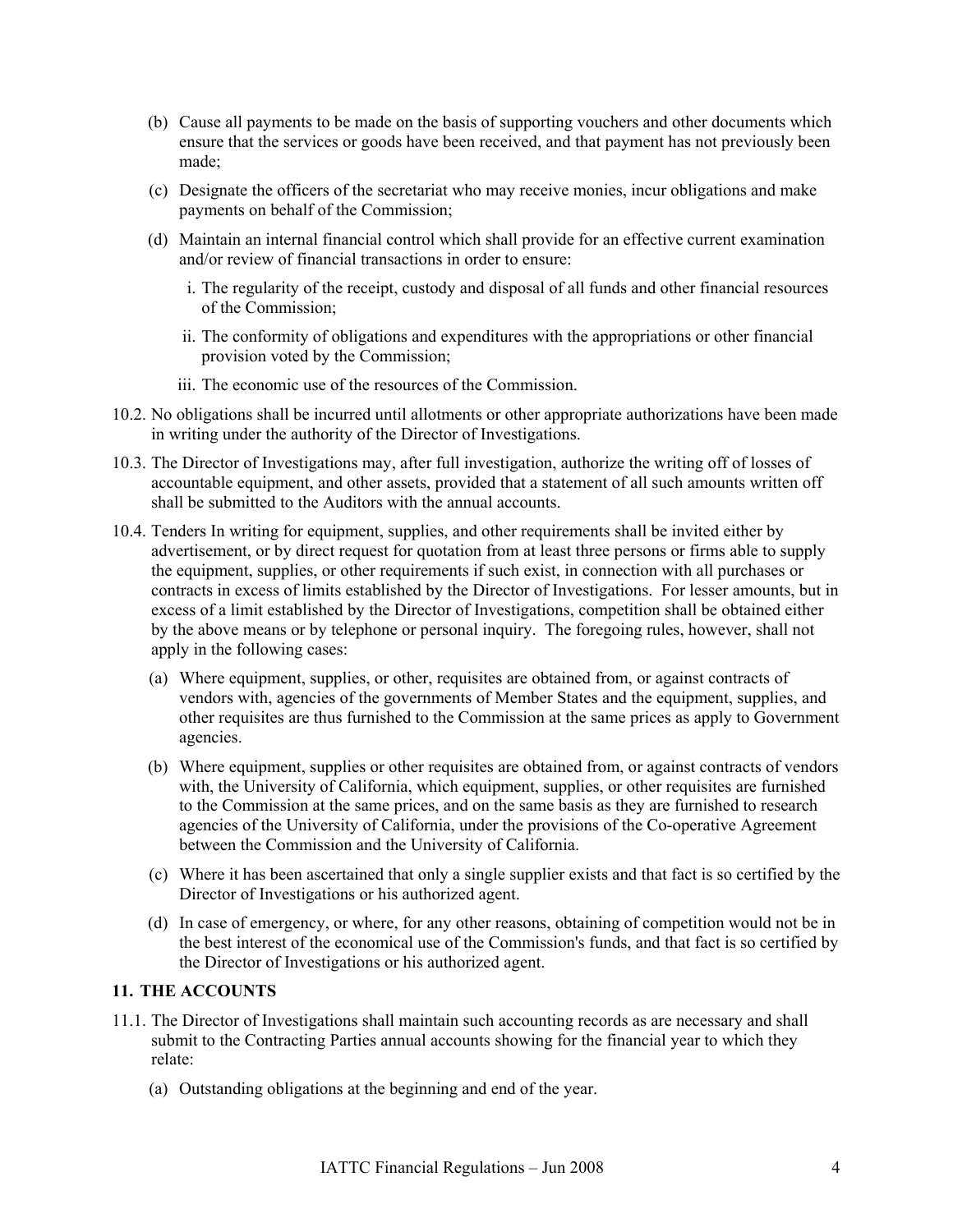(b) Cause all payments to be made on the basis of supporting vouchers and other documents which ensure that the services or goods have been received, and that payment has not previously been made;

(c) Designate the officers of the secretariat who may receive monies, incur obligations and make payments on behalf of the Commission;

(d) Maintain an internal financial control which shall provide for an effective current examination and/or review of financial transactions in order to ensure:

   i. The regularity of the receipt, custody and disposal of all funds and other financial resources of the Commission;

   ii. The conformity of obligations and expenditures with the appropriations or other financial provision voted by the Commission;

   iii. The economic use of the resources of the Commission.

10.2. No obligations shall be incurred until allotments or other appropriate authorizations have been made in writing under the authority of the Director of Investigations.

10.3. The Director of Investigations may, after full investigation, authorize the writing off of losses of accountable equipment, and other assets, provided that a statement of all such amounts written off shall be submitted to the Auditors with the annual accounts.

10.4. Tenders In writing for equipment, supplies, and other requirements shall be invited either by advertisement, or by direct request for quotation from at least three persons or firms able to supply the equipment, supplies, or other requirements if such exist, in connection with all purchases or contracts in excess of limits established by the Director of Investigations. For lesser amounts, but in excess of a limit established by the Director of Investigations, competition shall be obtained either by the above means or by telephone or personal inquiry. The foregoing rules, however, shall not apply in the following cases:

(a) Where equipment, supplies, or other, requisites are obtained from, or against contracts of vendors with, agencies of the governments of Member States and the equipment, supplies, and other requisites are thus furnished to the Commission at the same prices as apply to Government agencies.

(b) Where equipment, supplies or other requisites are obtained from, or against contracts of vendors with, the University of California, which equipment, supplies, or other requisites are furnished to the Commission at the same prices, and on the same basis as they are furnished to research agencies of the University of California, under the provisions of the Co-operative Agreement between the Commission and the University of California.

(c) Where it has been ascertained that only a single supplier exists and that fact is so certified by the Director of Investigations or his authorized agent.

(d) In case of emergency, or where, for any other reasons, obtaining of competition would not be in the best interest of the economical use of the Commission's funds, and that fact is so certified by the Director of Investigations or his authorized agent.

## 11. THE ACCOUNTS

11.1. The Director of Investigations shall maintain such accounting records as are necessary and shall submit to the Contracting Parties annual accounts showing for the financial year to which they relate:

(a) Outstanding obligations at the beginning and end of the year.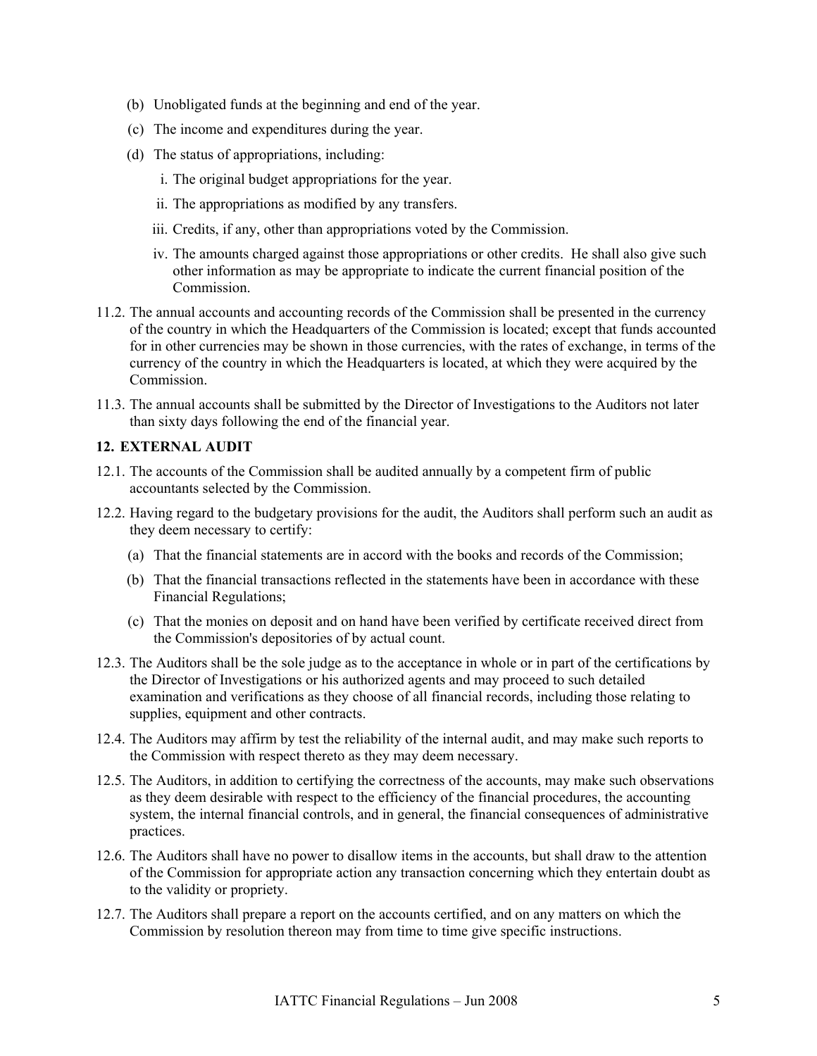(b) Unobligated funds at the beginning and end of the year.

(c) The income and expenditures during the year.

(d) The status of appropriations, including:

  i. The original budget appropriations for the year.

  ii. The appropriations as modified by any transfers.

  iii. Credits, if any, other than appropriations voted by the Commission.

  iv. The amounts charged against those appropriations or other credits. He shall also give such other information as may be appropriate to indicate the current financial position of the Commission.

11.2. The annual accounts and accounting records of the Commission shall be presented in the currency of the country in which the Headquarters of the Commission is located; except that funds accounted for in other currencies may be shown in those currencies, with the rates of exchange, in terms of the currency of the country in which the Headquarters is located, at which they were acquired by the Commission.

11.3. The annual accounts shall be submitted by the Director of Investigations to the Auditors not later than sixty days following the end of the financial year.

**12. EXTERNAL AUDIT**

12.1. The accounts of the Commission shall be audited annually by a competent firm of public accountants selected by the Commission.

12.2. Having regard to the budgetary provisions for the audit, the Auditors shall perform such an audit as they deem necessary to certify:

(a) That the financial statements are in accord with the books and records of the Commission;

(b) That the financial transactions reflected in the statements have been in accordance with these Financial Regulations;

(c) That the monies on deposit and on hand have been verified by certificate received direct from the Commission's depositories of by actual count.

12.3. The Auditors shall be the sole judge as to the acceptance in whole or in part of the certifications by the Director of Investigations or his authorized agents and may proceed to such detailed examination and verifications as they choose of all financial records, including those relating to supplies, equipment and other contracts.

12.4. The Auditors may affirm by test the reliability of the internal audit, and may make such reports to the Commission with respect thereto as they may deem necessary.

12.5. The Auditors, in addition to certifying the correctness of the accounts, may make such observations as they deem desirable with respect to the efficiency of the financial procedures, the accounting system, the internal financial controls, and in general, the financial consequences of administrative practices.

12.6. The Auditors shall have no power to disallow items in the accounts, but shall draw to the attention of the Commission for appropriate action any transaction concerning which they entertain doubt as to the validity or propriety.

12.7. The Auditors shall prepare a report on the accounts certified, and on any matters on which the Commission by resolution thereon may from time to time give specific instructions.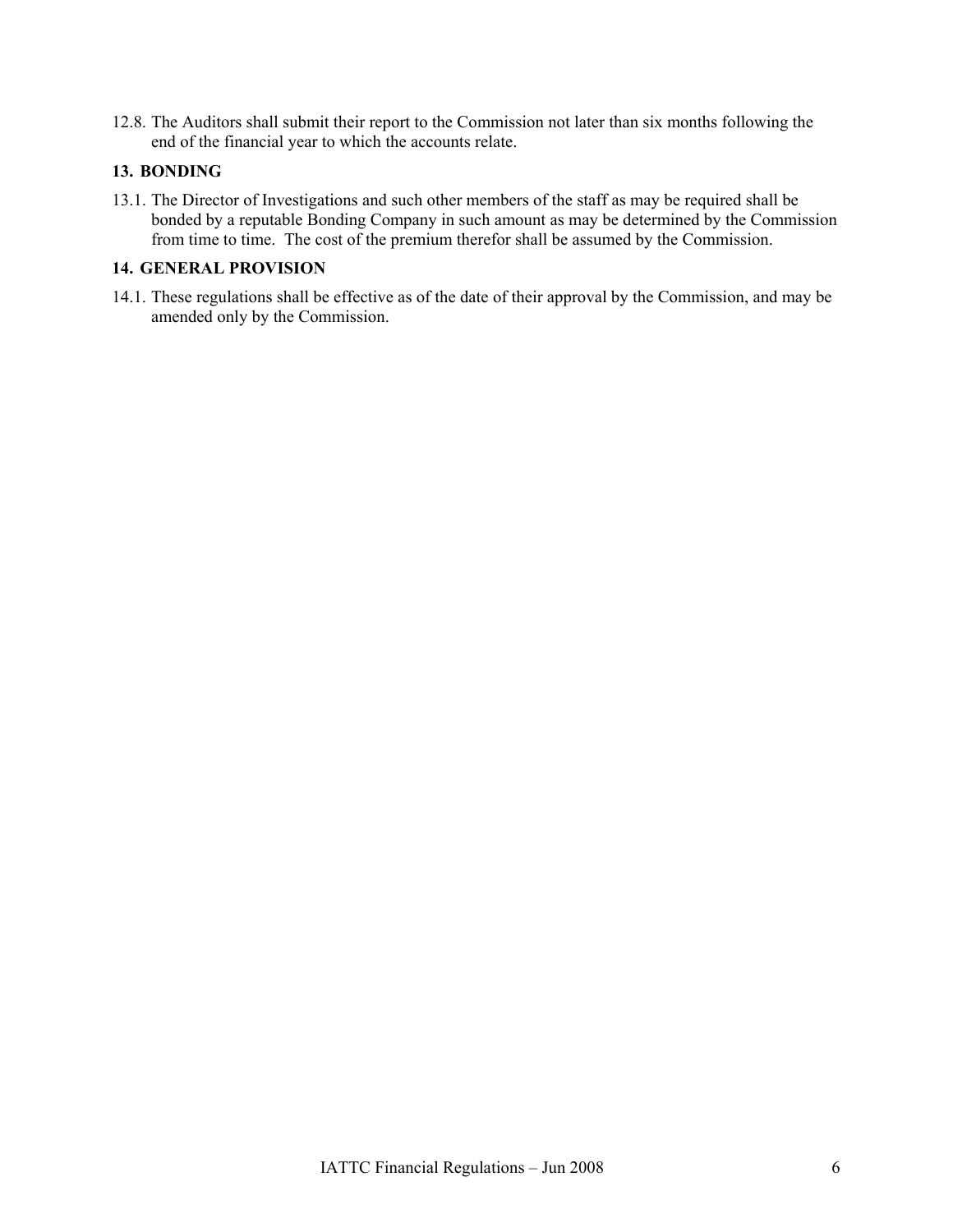12.8. The Auditors shall submit their report to the Commission not later than six months following the end of the financial year to which the accounts relate.

## 13. BONDING

13.1. The Director of Investigations and such other members of the staff as may be required shall be bonded by a reputable Bonding Company in such amount as may be determined by the Commission from time to time. The cost of the premium therefor shall be assumed by the Commission.

## 14. GENERAL PROVISION

14.1. These regulations shall be effective as of the date of their approval by the Commission, and may be amended only by the Commission.